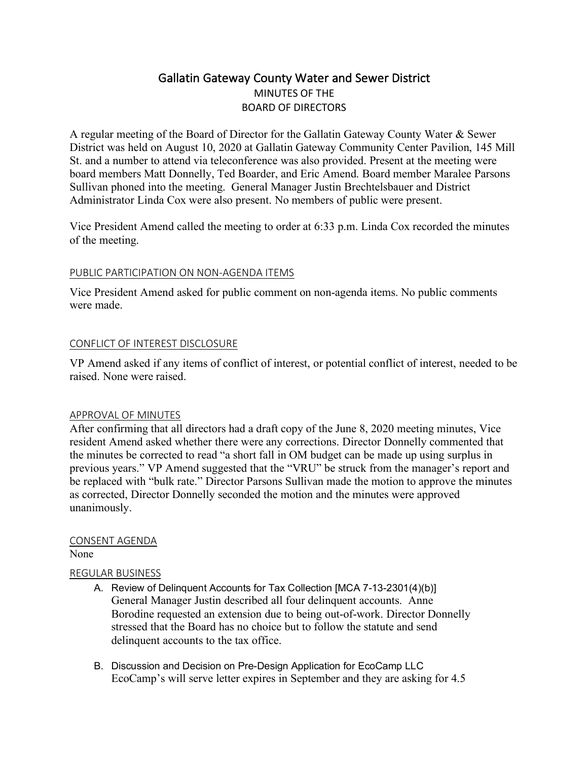# Gallatin Gateway County Water and Sewer District

MINUTES OF THE
BOARD OF DIRECTORS

A regular meeting of the Board of Director for the Gallatin Gateway County Water & Sewer District was held on August 10, 2020 at Gallatin Gateway Community Center Pavilion, 145 Mill St. and a number to attend via teleconference was also provided. Present at the meeting were board members Matt Donnelly, Ted Boarder, and Eric Amend. Board member Maralee Parsons Sullivan phoned into the meeting. General Manager Justin Brechtelsbauer and District Administrator Linda Cox were also present. No members of public were present.

Vice President Amend called the meeting to order at 6:33 p.m. Linda Cox recorded the minutes of the meeting.

## PUBLIC PARTICIPATION ON NON-AGENDA ITEMS

Vice President Amend asked for public comment on non-agenda items. No public comments were made.

## CONFLICT OF INTEREST DISCLOSURE

VP Amend asked if any items of conflict of interest, or potential conflict of interest, needed to be raised. None were raised.

## APPROVAL OF MINUTES

After confirming that all directors had a draft copy of the June 8, 2020 meeting minutes, Vice resident Amend asked whether there were any corrections. Director Donnelly commented that the minutes be corrected to read "a short fall in OM budget can be made up using surplus in previous years." VP Amend suggested that the "VRU" be struck from the manager's report and be replaced with "bulk rate." Director Parsons Sullivan made the motion to approve the minutes as corrected, Director Donnelly seconded the motion and the minutes were approved unanimously.

## CONSENT AGENDA

None

## REGULAR BUSINESS

A. Review of Delinquent Accounts for Tax Collection [MCA 7-13-2301(4)(b)]
   General Manager Justin described all four delinquent accounts. Anne Borodine requested an extension due to being out-of-work. Director Donnelly stressed that the Board has no choice but to follow the statute and send delinquent accounts to the tax office.

B. Discussion and Decision on Pre-Design Application for EcoCamp LLC
   EcoCamp's will serve letter expires in September and they are asking for 4.5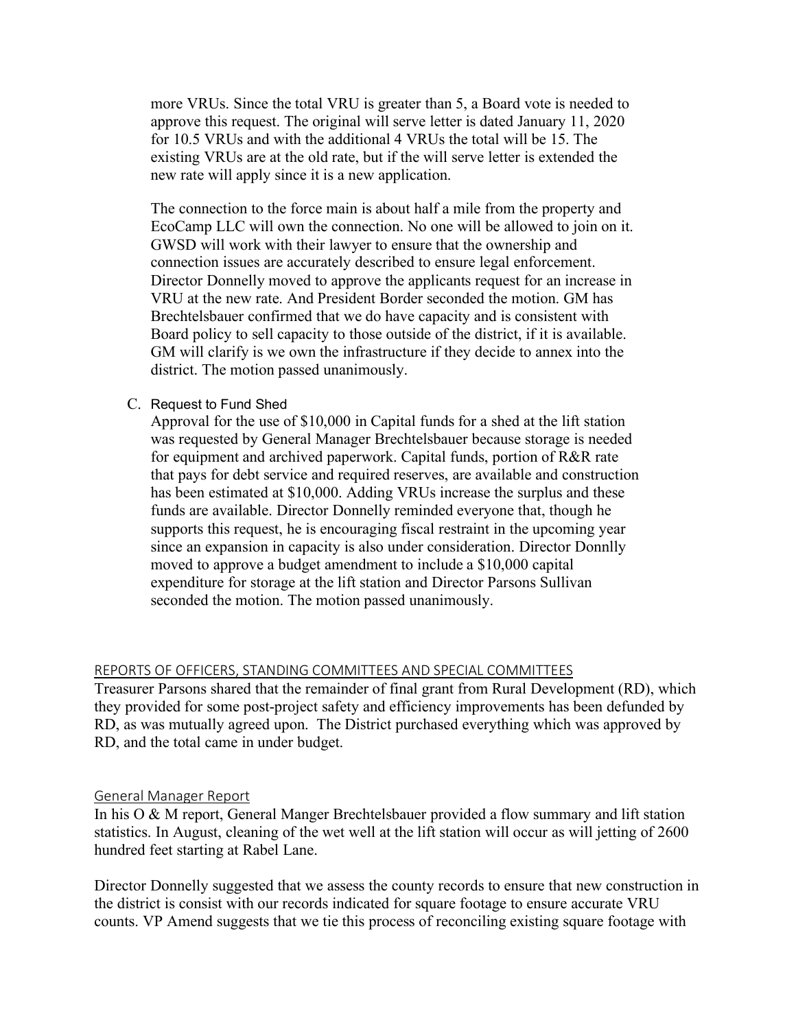more VRUs. Since the total VRU is greater than 5, a Board vote is needed to approve this request. The original will serve letter is dated January 11, 2020 for 10.5 VRUs and with the additional 4 VRUs the total will be 15. The existing VRUs are at the old rate, but if the will serve letter is extended the new rate will apply since it is a new application.

The connection to the force main is about half a mile from the property and EcoCamp LLC will own the connection. No one will be allowed to join on it. GWSD will work with their lawyer to ensure that the ownership and connection issues are accurately described to ensure legal enforcement. Director Donnelly moved to approve the applicants request for an increase in VRU at the new rate. And President Border seconded the motion. GM has Brechtelsbauer confirmed that we do have capacity and is consistent with Board policy to sell capacity to those outside of the district, if it is available. GM will clarify is we own the infrastructure if they decide to annex into the district. The motion passed unanimously.

C. Request to Fund Shed

Approval for the use of $10,000 in Capital funds for a shed at the lift station was requested by General Manager Brechtelsbauer because storage is needed for equipment and archived paperwork. Capital funds, portion of R&R rate that pays for debt service and required reserves, are available and construction has been estimated at $10,000. Adding VRUs increase the surplus and these funds are available. Director Donnelly reminded everyone that, though he supports this request, he is encouraging fiscal restraint in the upcoming year since an expansion in capacity is also under consideration. Director Donnlly moved to approve a budget amendment to include a $10,000 capital expenditure for storage at the lift station and Director Parsons Sullivan seconded the motion. The motion passed unanimously.

## REPORTS OF OFFICERS, STANDING COMMITTEES AND SPECIAL COMMITTEES

Treasurer Parsons shared that the remainder of final grant from Rural Development (RD), which they provided for some post-project safety and efficiency improvements has been defunded by RD, as was mutually agreed upon. The District purchased everything which was approved by RD, and the total came in under budget.

## General Manager Report

In his O & M report, General Manger Brechtelsbauer provided a flow summary and lift station statistics. In August, cleaning of the wet well at the lift station will occur as will jetting of 2600 hundred feet starting at Rabel Lane.

Director Donnelly suggested that we assess the county records to ensure that new construction in the district is consist with our records indicated for square footage to ensure accurate VRU counts. VP Amend suggests that we tie this process of reconciling existing square footage with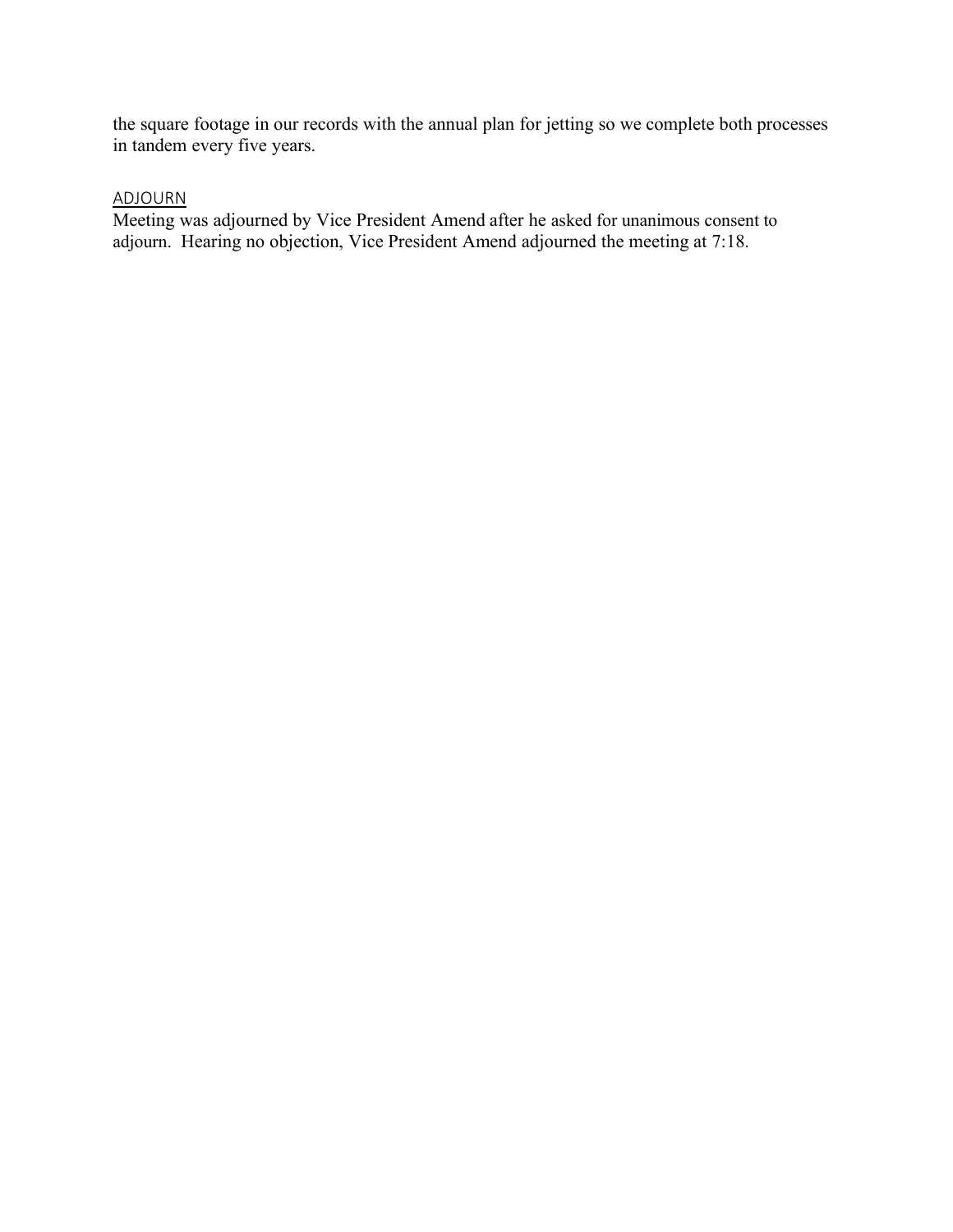the square footage in our records with the annual plan for jetting so we complete both processes in tandem every five years.

## ADJOURN

Meeting was adjourned by Vice President Amend after he asked for unanimous consent to adjourn. Hearing no objection, Vice President Amend adjourned the meeting at 7:18.